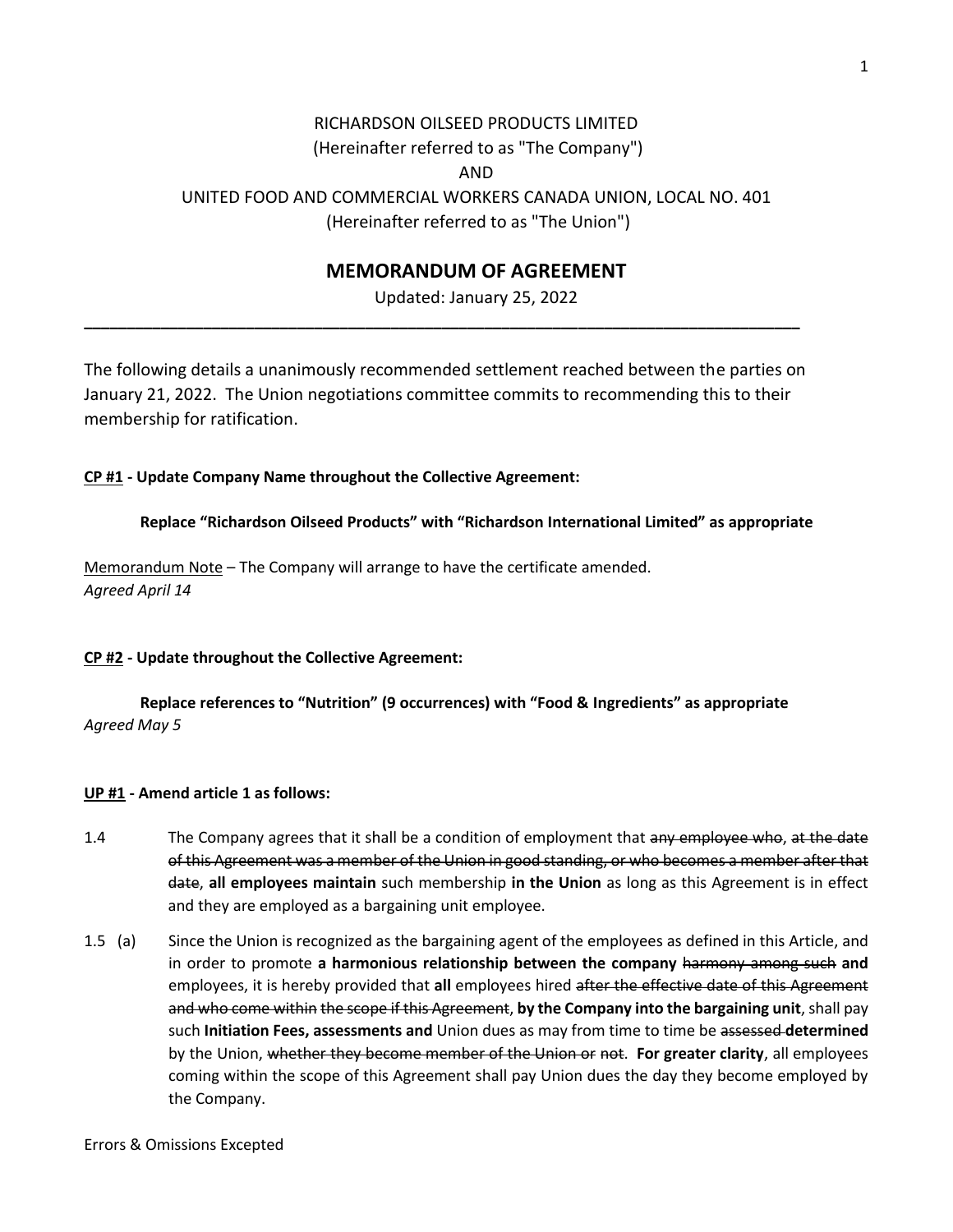RICHARDSON OILSEED PRODUCTS LIMITED
(Hereinafter referred to as "The Company")
AND
UNITED FOOD AND COMMERCIAL WORKERS CANADA UNION, LOCAL NO. 401
(Hereinafter referred to as "The Union")

# MEMORANDUM OF AGREEMENT

Updated: January 25, 2022

---

The following details a unanimously recommended settlement reached between the parties on January 21, 2022. The Union negotiations committee commits to recommending this to their membership for ratification.

**CP #1 - Update Company Name throughout the Collective Agreement:**

**Replace "Richardson Oilseed Products" with "Richardson International Limited" as appropriate**

Memorandum Note – The Company will arrange to have the certificate amended.
*Agreed April 14*

**CP #2 - Update throughout the Collective Agreement:**

**Replace references to "Nutrition" (9 occurrences) with "Food & Ingredients" as appropriate**
*Agreed May 5*

**UP #1 - Amend article 1 as follows:**

1.4 The Company agrees that it shall be a condition of employment that ~~any employee who~~, ~~at the date of this Agreement was a member of the Union in good standing, or who becomes a member after that date~~, **all employees maintain** such membership **in the Union** as long as this Agreement is in effect and they are employed as a bargaining unit employee.

1.5 (a) Since the Union is recognized as the bargaining agent of the employees as defined in this Article, and in order to promote **a harmonious relationship between the company** ~~harmony among such~~ **and** employees, it is hereby provided that **all** employees hired ~~after the effective date of this Agreement and who come within the scope if this Agreement~~, **by the Company into the bargaining unit**, shall pay such **Initiation Fees, assessments and** Union dues as may from time to time be ~~assessed~~ **determined** by the Union, ~~whether they become member of the Union or not~~. **For greater clarity**, all employees coming within the scope of this Agreement shall pay Union dues the day they become employed by the Company.

Errors & Omissions Excepted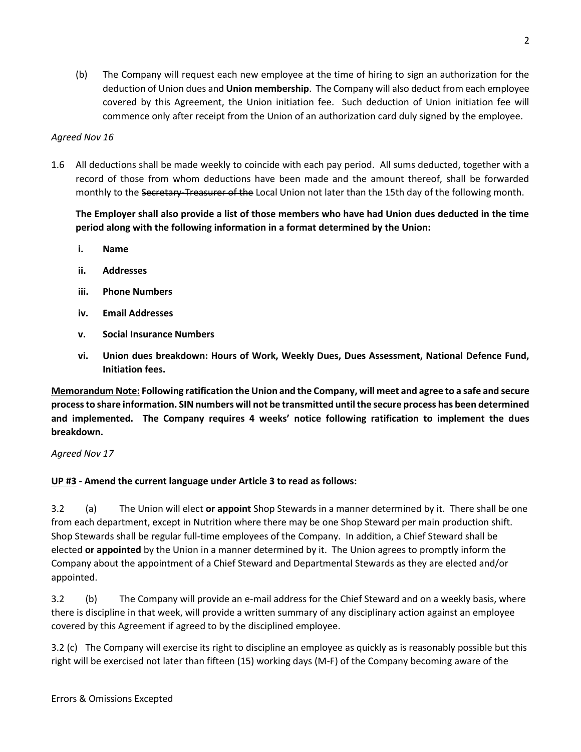(b) The Company will request each new employee at the time of hiring to sign an authorization for the deduction of Union dues and **Union membership**. The Company will also deduct from each employee covered by this Agreement, the Union initiation fee. Such deduction of Union initiation fee will commence only after receipt from the Union of an authorization card duly signed by the employee.

*Agreed Nov 16*

1.6 All deductions shall be made weekly to coincide with each pay period. All sums deducted, together with a record of those from whom deductions have been made and the amount thereof, shall be forwarded monthly to the ~~Secretary-Treasurer of the~~ Local Union not later than the 15th day of the following month.

**The Employer shall also provide a list of those members who have had Union dues deducted in the time period along with the following information in a format determined by the Union:**

- **i. Name**
- **ii. Addresses**
- **iii. Phone Numbers**
- **iv. Email Addresses**
- **v. Social Insurance Numbers**
- **vi. Union dues breakdown: Hours of Work, Weekly Dues, Dues Assessment, National Defence Fund, Initiation fees.**

**<u>Memorandum Note:</u> Following ratification the Union and the Company, will meet and agree to a safe and secure process to share information. SIN numbers will not be transmitted until the secure process has been determined and implemented. The Company requires 4 weeks' notice following ratification to implement the dues breakdown.**

*Agreed Nov 17*

**<u>UP #3</u> - Amend the current language under Article 3 to read as follows:**

3.2 (a) The Union will elect **or appoint** Shop Stewards in a manner determined by it. There shall be one from each department, except in Nutrition where there may be one Shop Steward per main production shift. Shop Stewards shall be regular full-time employees of the Company. In addition, a Chief Steward shall be elected **or appointed** by the Union in a manner determined by it. The Union agrees to promptly inform the Company about the appointment of a Chief Steward and Departmental Stewards as they are elected and/or appointed.

3.2 (b) The Company will provide an e-mail address for the Chief Steward and on a weekly basis, where there is discipline in that week, will provide a written summary of any disciplinary action against an employee covered by this Agreement if agreed to by the disciplined employee.

3.2 (c) The Company will exercise its right to discipline an employee as quickly as is reasonably possible but this right will be exercised not later than fifteen (15) working days (M-F) of the Company becoming aware of the

Errors & Omissions Excepted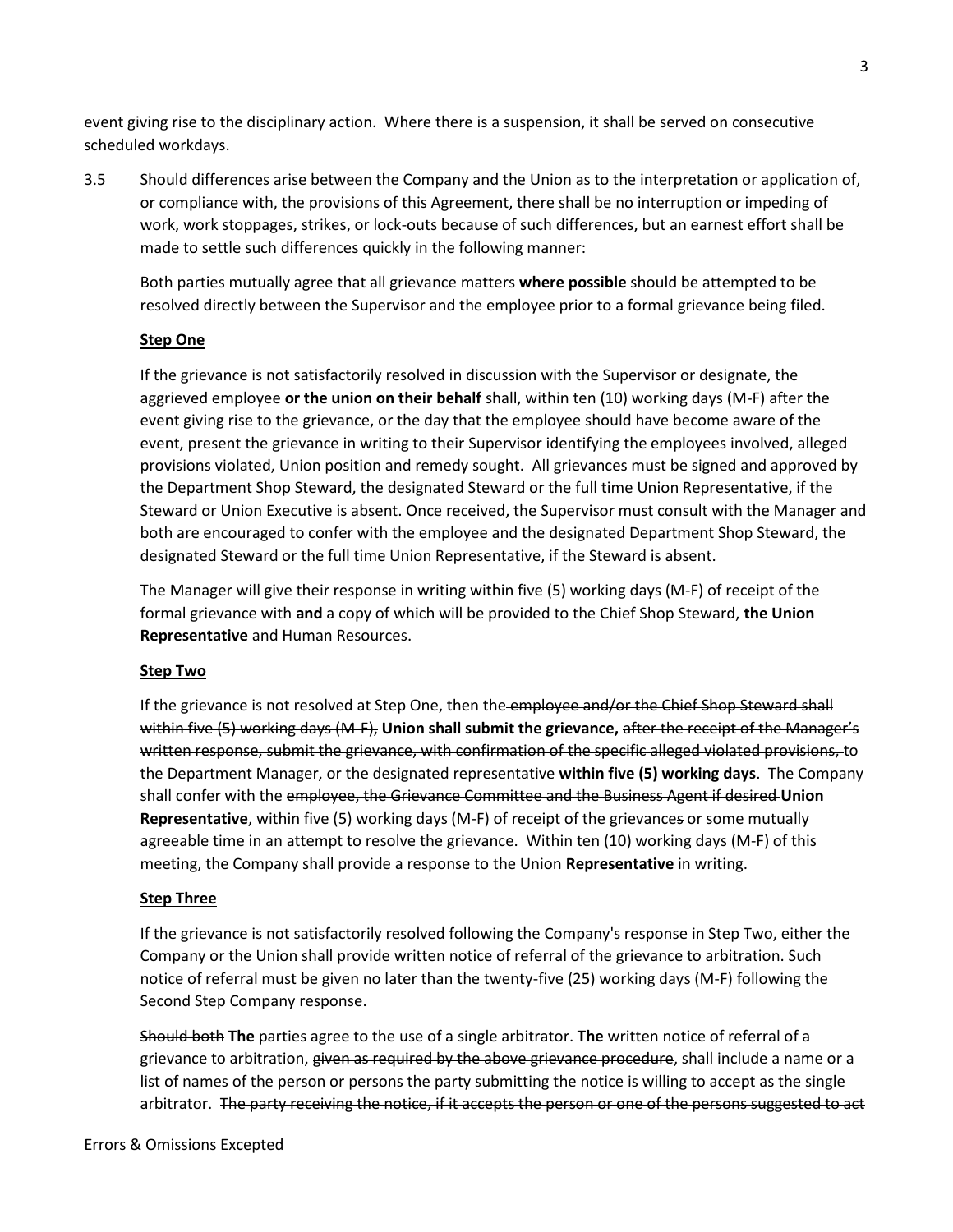event giving rise to the disciplinary action. Where there is a suspension, it shall be served on consecutive scheduled workdays.

3.5 Should differences arise between the Company and the Union as to the interpretation or application of, or compliance with, the provisions of this Agreement, there shall be no interruption or impeding of work, work stoppages, strikes, or lock-outs because of such differences, but an earnest effort shall be made to settle such differences quickly in the following manner:

Both parties mutually agree that all grievance matters **where possible** should be attempted to be resolved directly between the Supervisor and the employee prior to a formal grievance being filed.

**Step One**

If the grievance is not satisfactorily resolved in discussion with the Supervisor or designate, the aggrieved employee **or the union on their behalf** shall, within ten (10) working days (M-F) after the event giving rise to the grievance, or the day that the employee should have become aware of the event, present the grievance in writing to their Supervisor identifying the employees involved, alleged provisions violated, Union position and remedy sought. All grievances must be signed and approved by the Department Shop Steward, the designated Steward or the full time Union Representative, if the Steward or Union Executive is absent. Once received, the Supervisor must consult with the Manager and both are encouraged to confer with the employee and the designated Department Shop Steward, the designated Steward or the full time Union Representative, if the Steward is absent.

The Manager will give their response in writing within five (5) working days (M-F) of receipt of the formal grievance with **and** a copy of which will be provided to the Chief Shop Steward, **the Union Representative** and Human Resources.

**Step Two**

If the grievance is not resolved at Step One, then the ~~employee and/or the Chief Shop Steward shall within five (5) working days (M-F),~~ **Union shall submit the grievance,** ~~after the receipt of the Manager's written response, submit the grievance, with confirmation of the specific alleged violated provisions,~~ to the Department Manager, or the designated representative **within five (5) working days**. The Company shall confer with the ~~employee, the Grievance Committee and the Business Agent if desired~~ **Union Representative**, within five (5) working days (M-F) of receipt of the grievance~~s~~ or some mutually agreeable time in an attempt to resolve the grievance. Within ten (10) working days (M-F) of this meeting, the Company shall provide a response to the Union **Representative** in writing.

**Step Three**

If the grievance is not satisfactorily resolved following the Company's response in Step Two, either the Company or the Union shall provide written notice of referral of the grievance to arbitration. Such notice of referral must be given no later than the twenty-five (25) working days (M-F) following the Second Step Company response.

~~Should both~~ **The** parties agree to the use of a single arbitrator. **The** written notice of referral of a grievance to arbitration, ~~given as required by the above grievance procedure~~, shall include a name or a list of names of the person or persons the party submitting the notice is willing to accept as the single arbitrator. ~~The party receiving the notice, if it accepts the person or one of the persons suggested to act~~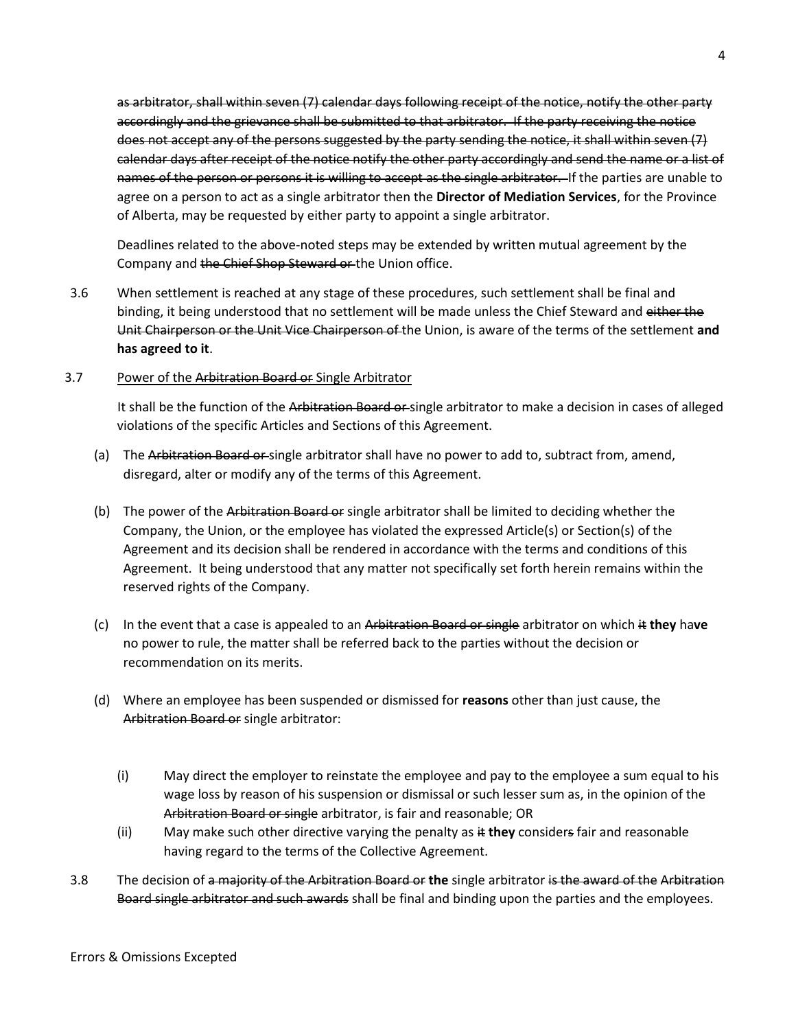~~as arbitrator, shall within seven (7) calendar days following receipt of the notice, notify the other party accordingly and the grievance shall be submitted to that arbitrator. If the party receiving the notice does not accept any of the persons suggested by the party sending the notice, it shall within seven (7) calendar days after receipt of the notice notify the other party accordingly and send the name or a list of names of the person or persons it is willing to accept as the single arbitrator.~~ If the parties are unable to agree on a person to act as a single arbitrator then the **Director of Mediation Services**, for the Province of Alberta, may be requested by either party to appoint a single arbitrator.

Deadlines related to the above-noted steps may be extended by written mutual agreement by the Company and ~~the Chief Shop Steward or~~ the Union office.

3.6 When settlement is reached at any stage of these procedures, such settlement shall be final and binding, it being understood that no settlement will be made unless the Chief Steward and ~~either the Unit Chairperson or the Unit Vice Chairperson of~~ the Union, is aware of the terms of the settlement **and has agreed to it**.

3.7 Power of the ~~Arbitration Board or~~ Single Arbitrator

It shall be the function of the ~~Arbitration Board or~~ single arbitrator to make a decision in cases of alleged violations of the specific Articles and Sections of this Agreement.

(a) The ~~Arbitration Board or~~ single arbitrator shall have no power to add to, subtract from, amend, disregard, alter or modify any of the terms of this Agreement.

(b) The power of the ~~Arbitration Board or~~ single arbitrator shall be limited to deciding whether the Company, the Union, or the employee has violated the expressed Article(s) or Section(s) of the Agreement and its decision shall be rendered in accordance with the terms and conditions of this Agreement. It being understood that any matter not specifically set forth herein remains within the reserved rights of the Company.

(c) In the event that a case is appealed to an ~~Arbitration Board or single~~ arbitrator on which ~~it~~ **they** ha**ve** no power to rule, the matter shall be referred back to the parties without the decision or recommendation on its merits.

(d) Where an employee has been suspended or dismissed for **reasons** other than just cause, the ~~Arbitration Board or~~ single arbitrator:

(i) May direct the employer to reinstate the employee and pay to the employee a sum equal to his wage loss by reason of his suspension or dismissal or such lesser sum as, in the opinion of the ~~Arbitration Board or single~~ arbitrator, is fair and reasonable; OR

(ii) May make such other directive varying the penalty as ~~it~~ **they** consider~~s~~ fair and reasonable having regard to the terms of the Collective Agreement.

3.8 The decision of ~~a majority of the Arbitration Board or~~ **the** single arbitrator ~~is the award of the Arbitration Board single arbitrator and such awards~~ shall be final and binding upon the parties and the employees.

Errors & Omissions Excepted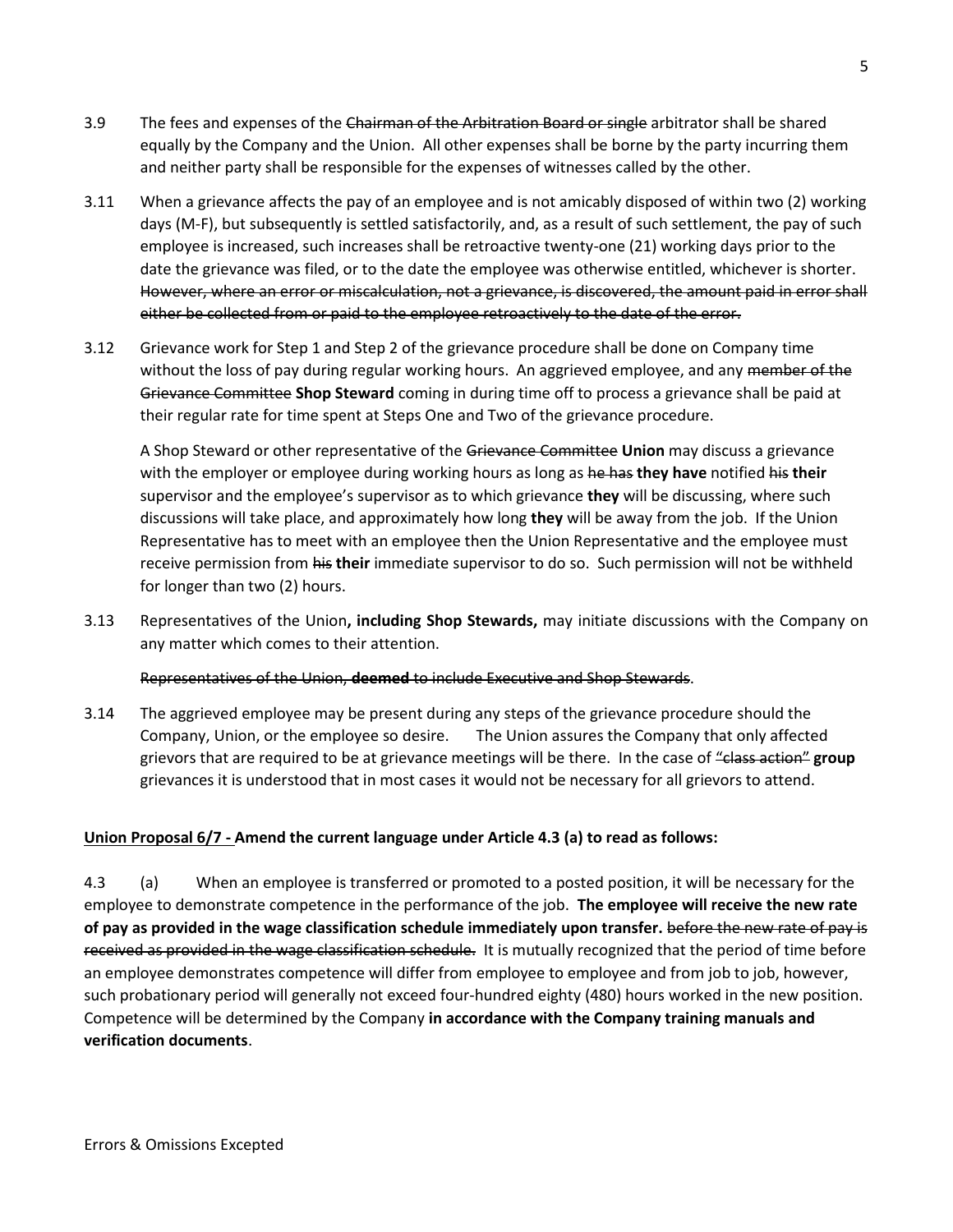3.9 The fees and expenses of the ~~Chairman of the Arbitration Board or single~~ arbitrator shall be shared equally by the Company and the Union. All other expenses shall be borne by the party incurring them and neither party shall be responsible for the expenses of witnesses called by the other.

3.11 When a grievance affects the pay of an employee and is not amicably disposed of within two (2) working days (M-F), but subsequently is settled satisfactorily, and, as a result of such settlement, the pay of such employee is increased, such increases shall be retroactive twenty-one (21) working days prior to the date the grievance was filed, or to the date the employee was otherwise entitled, whichever is shorter. ~~However, where an error or miscalculation, not a grievance, is discovered, the amount paid in error shall either be collected from or paid to the employee retroactively to the date of the error.~~

3.12 Grievance work for Step 1 and Step 2 of the grievance procedure shall be done on Company time without the loss of pay during regular working hours. An aggrieved employee, and any ~~member of the Grievance Committee~~ **Shop Steward** coming in during time off to process a grievance shall be paid at their regular rate for time spent at Steps One and Two of the grievance procedure.

A Shop Steward or other representative of the ~~Grievance Committee~~ **Union** may discuss a grievance with the employer or employee during working hours as long as ~~he has~~ **they have** notified ~~his~~ **their** supervisor and the employee's supervisor as to which grievance **they** will be discussing, where such discussions will take place, and approximately how long **they** will be away from the job. If the Union Representative has to meet with an employee then the Union Representative and the employee must receive permission from ~~his~~ **their** immediate supervisor to do so. Such permission will not be withheld for longer than two (2) hours.

3.13 Representatives of the Union**, including Shop Stewards,** may initiate discussions with the Company on any matter which comes to their attention.

~~Representatives of the Union, **deemed** to include Executive and Shop Stewards~~.

3.14 The aggrieved employee may be present during any steps of the grievance procedure should the Company, Union, or the employee so desire. The Union assures the Company that only affected grievors that are required to be at grievance meetings will be there. In the case of ~~"class action"~~ **group** grievances it is understood that in most cases it would not be necessary for all grievors to attend.

**Union Proposal 6/7 - Amend the current language under Article 4.3 (a) to read as follows:**

4.3 (a) When an employee is transferred or promoted to a posted position, it will be necessary for the employee to demonstrate competence in the performance of the job. **The employee will receive the new rate of pay as provided in the wage classification schedule immediately upon transfer.** ~~before the new rate of pay is received as provided in the wage classification schedule.~~ It is mutually recognized that the period of time before an employee demonstrates competence will differ from employee to employee and from job to job, however, such probationary period will generally not exceed four-hundred eighty (480) hours worked in the new position. Competence will be determined by the Company **in accordance with the Company training manuals and verification documents**.

Errors & Omissions Excepted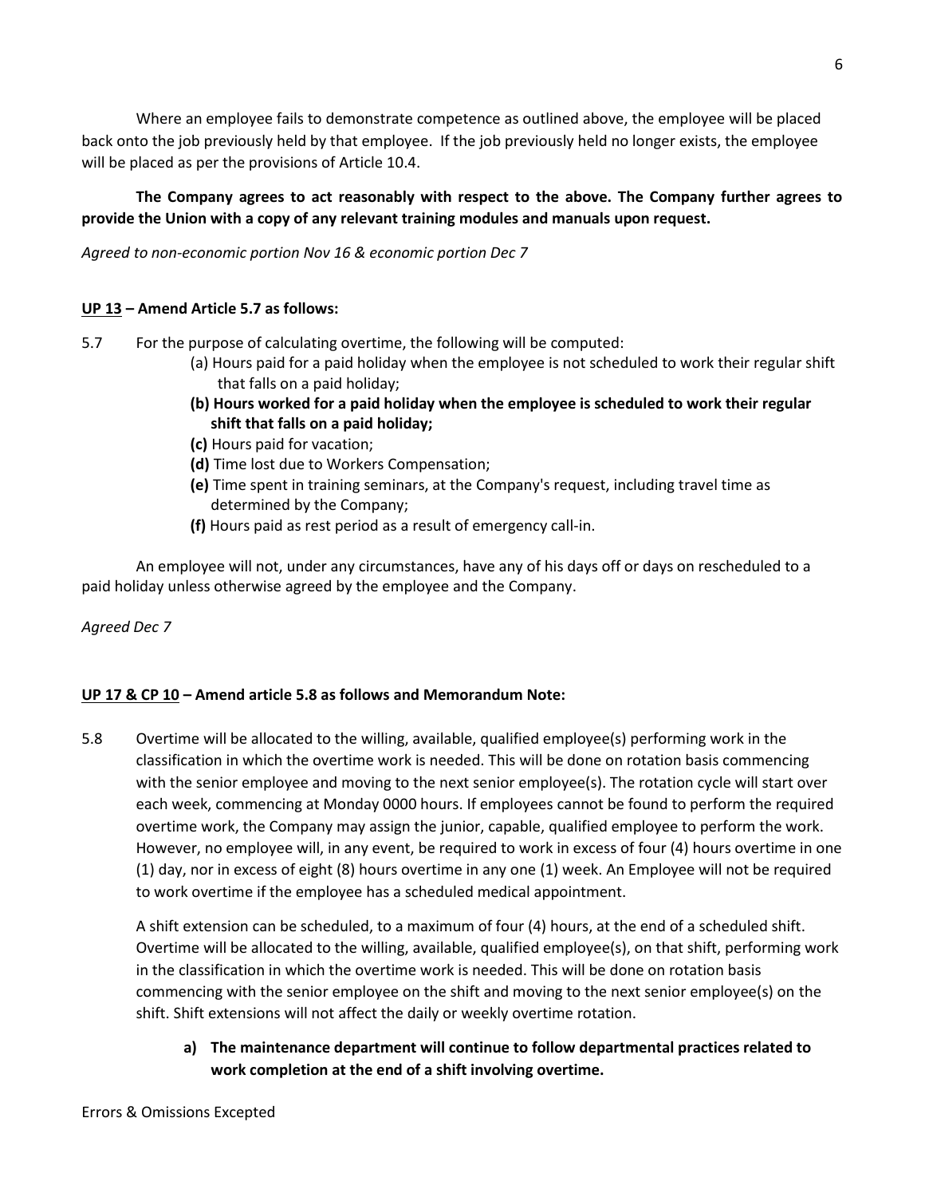Where an employee fails to demonstrate competence as outlined above, the employee will be placed back onto the job previously held by that employee. If the job previously held no longer exists, the employee will be placed as per the provisions of Article 10.4.

**The Company agrees to act reasonably with respect to the above. The Company further agrees to provide the Union with a copy of any relevant training modules and manuals upon request.**

*Agreed to non-economic portion Nov 16 & economic portion Dec 7*

**UP 13 – Amend Article 5.7 as follows:**

5.7 For the purpose of calculating overtime, the following will be computed:

(a) Hours paid for a paid holiday when the employee is not scheduled to work their regular shift that falls on a paid holiday;

**(b) Hours worked for a paid holiday when the employee is scheduled to work their regular shift that falls on a paid holiday;**

**(c)** Hours paid for vacation;

**(d)** Time lost due to Workers Compensation;

**(e)** Time spent in training seminars, at the Company's request, including travel time as determined by the Company;

**(f)** Hours paid as rest period as a result of emergency call-in.

An employee will not, under any circumstances, have any of his days off or days on rescheduled to a paid holiday unless otherwise agreed by the employee and the Company.

*Agreed Dec 7*

**UP 17 & CP 10 – Amend article 5.8 as follows and Memorandum Note:**

5.8 Overtime will be allocated to the willing, available, qualified employee(s) performing work in the classification in which the overtime work is needed. This will be done on rotation basis commencing with the senior employee and moving to the next senior employee(s). The rotation cycle will start over each week, commencing at Monday 0000 hours. If employees cannot be found to perform the required overtime work, the Company may assign the junior, capable, qualified employee to perform the work. However, no employee will, in any event, be required to work in excess of four (4) hours overtime in one (1) day, nor in excess of eight (8) hours overtime in any one (1) week. An Employee will not be required to work overtime if the employee has a scheduled medical appointment.

A shift extension can be scheduled, to a maximum of four (4) hours, at the end of a scheduled shift. Overtime will be allocated to the willing, available, qualified employee(s), on that shift, performing work in the classification in which the overtime work is needed. This will be done on rotation basis commencing with the senior employee on the shift and moving to the next senior employee(s) on the shift. Shift extensions will not affect the daily or weekly overtime rotation.

**a) The maintenance department will continue to follow departmental practices related to work completion at the end of a shift involving overtime.**

Errors & Omissions Excepted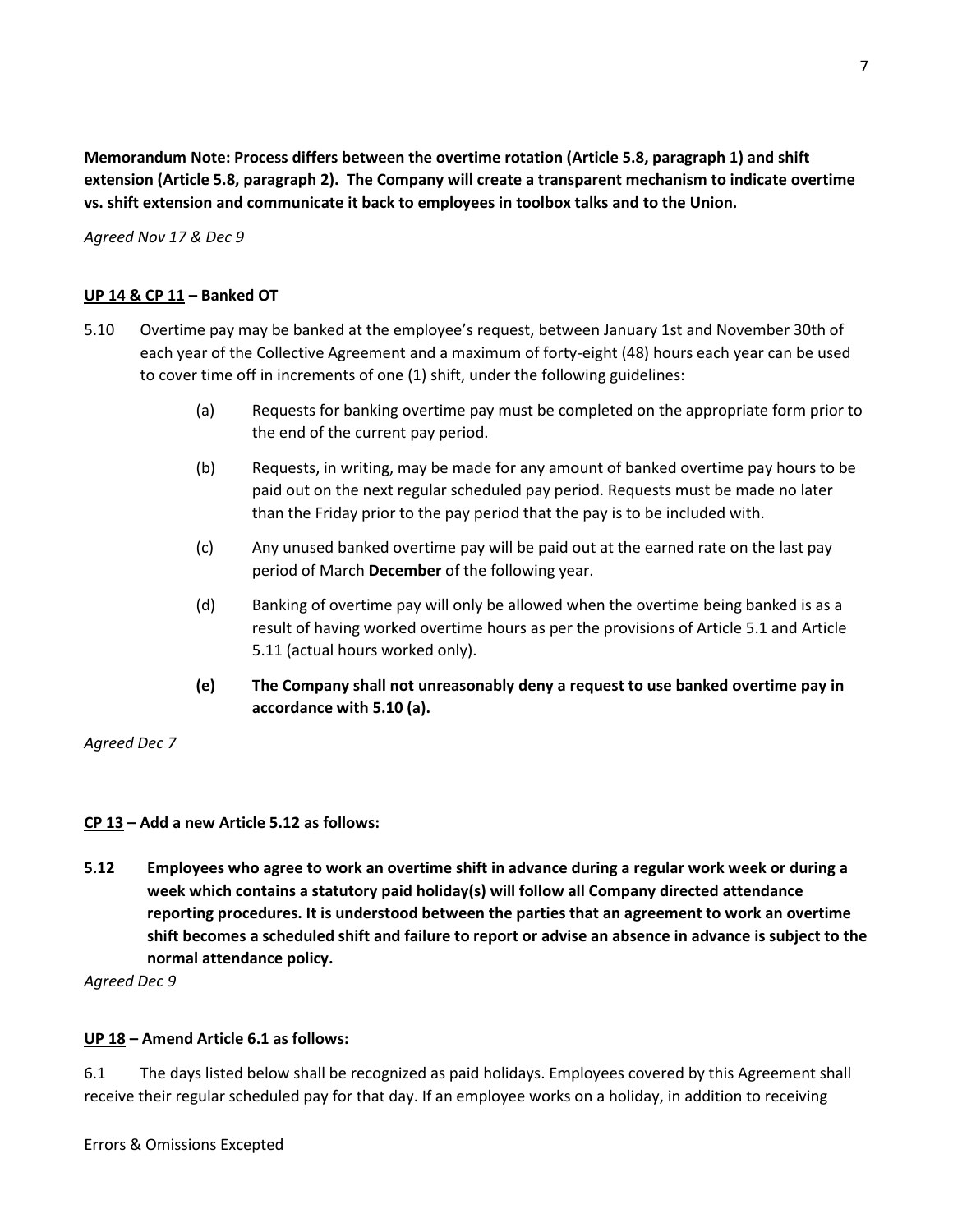**Memorandum Note: Process differs between the overtime rotation (Article 5.8, paragraph 1) and shift extension (Article 5.8, paragraph 2). The Company will create a transparent mechanism to indicate overtime vs. shift extension and communicate it back to employees in toolbox talks and to the Union.**

*Agreed Nov 17 & Dec 9*

**<u>UP 14 & CP 11</u> – Banked OT**

5.10 Overtime pay may be banked at the employee's request, between January 1st and November 30th of each year of the Collective Agreement and a maximum of forty-eight (48) hours each year can be used to cover time off in increments of one (1) shift, under the following guidelines:

(a) Requests for banking overtime pay must be completed on the appropriate form prior to the end of the current pay period.

(b) Requests, in writing, may be made for any amount of banked overtime pay hours to be paid out on the next regular scheduled pay period. Requests must be made no later than the Friday prior to the pay period that the pay is to be included with.

(c) Any unused banked overtime pay will be paid out at the earned rate on the last pay period of ~~March~~ **December** ~~of the following year~~.

(d) Banking of overtime pay will only be allowed when the overtime being banked is as a result of having worked overtime hours as per the provisions of Article 5.1 and Article 5.11 (actual hours worked only).

**(e) The Company shall not unreasonably deny a request to use banked overtime pay in accordance with 5.10 (a).**

*Agreed Dec 7*

**<u>CP 13</u> – Add a new Article 5.12 as follows:**

**5.12 Employees who agree to work an overtime shift in advance during a regular work week or during a week which contains a statutory paid holiday(s) will follow all Company directed attendance reporting procedures. It is understood between the parties that an agreement to work an overtime shift becomes a scheduled shift and failure to report or advise an absence in advance is subject to the normal attendance policy.**

*Agreed Dec 9*

**<u>UP 18</u> – Amend Article 6.1 as follows:**

6.1 The days listed below shall be recognized as paid holidays. Employees covered by this Agreement shall receive their regular scheduled pay for that day. If an employee works on a holiday, in addition to receiving

Errors & Omissions Excepted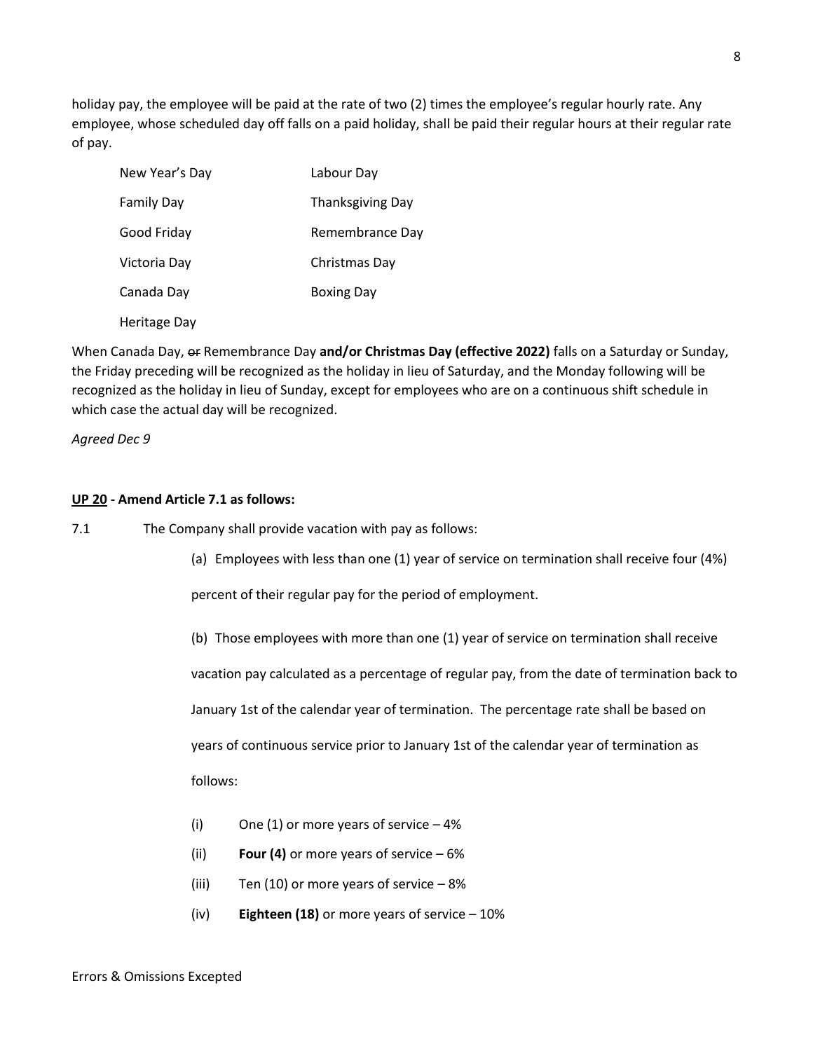holiday pay, the employee will be paid at the rate of two (2) times the employee's regular hourly rate. Any employee, whose scheduled day off falls on a paid holiday, shall be paid their regular hours at their regular rate of pay.

| | |
|---|---|
| New Year's Day | Labour Day |
| Family Day | Thanksgiving Day |
| Good Friday | Remembrance Day |
| Victoria Day | Christmas Day |
| Canada Day | Boxing Day |
| Heritage Day | |

When Canada Day, ~~or~~ Remembrance Day **and/or Christmas Day (effective 2022)** falls on a Saturday or Sunday, the Friday preceding will be recognized as the holiday in lieu of Saturday, and the Monday following will be recognized as the holiday in lieu of Sunday, except for employees who are on a continuous shift schedule in which case the actual day will be recognized.

*Agreed Dec 9*

**<u>UP 20</u> - Amend Article 7.1 as follows:**

7.1 The Company shall provide vacation with pay as follows:

(a) Employees with less than one (1) year of service on termination shall receive four (4%) percent of their regular pay for the period of employment.

(b) Those employees with more than one (1) year of service on termination shall receive vacation pay calculated as a percentage of regular pay, from the date of termination back to January 1st of the calendar year of termination. The percentage rate shall be based on years of continuous service prior to January 1st of the calendar year of termination as follows:

(i) One (1) or more years of service – 4%

(ii) **Four (4)** or more years of service – 6%

(iii) Ten (10) or more years of service – 8%

(iv) **Eighteen (18)** or more years of service – 10%

Errors & Omissions Excepted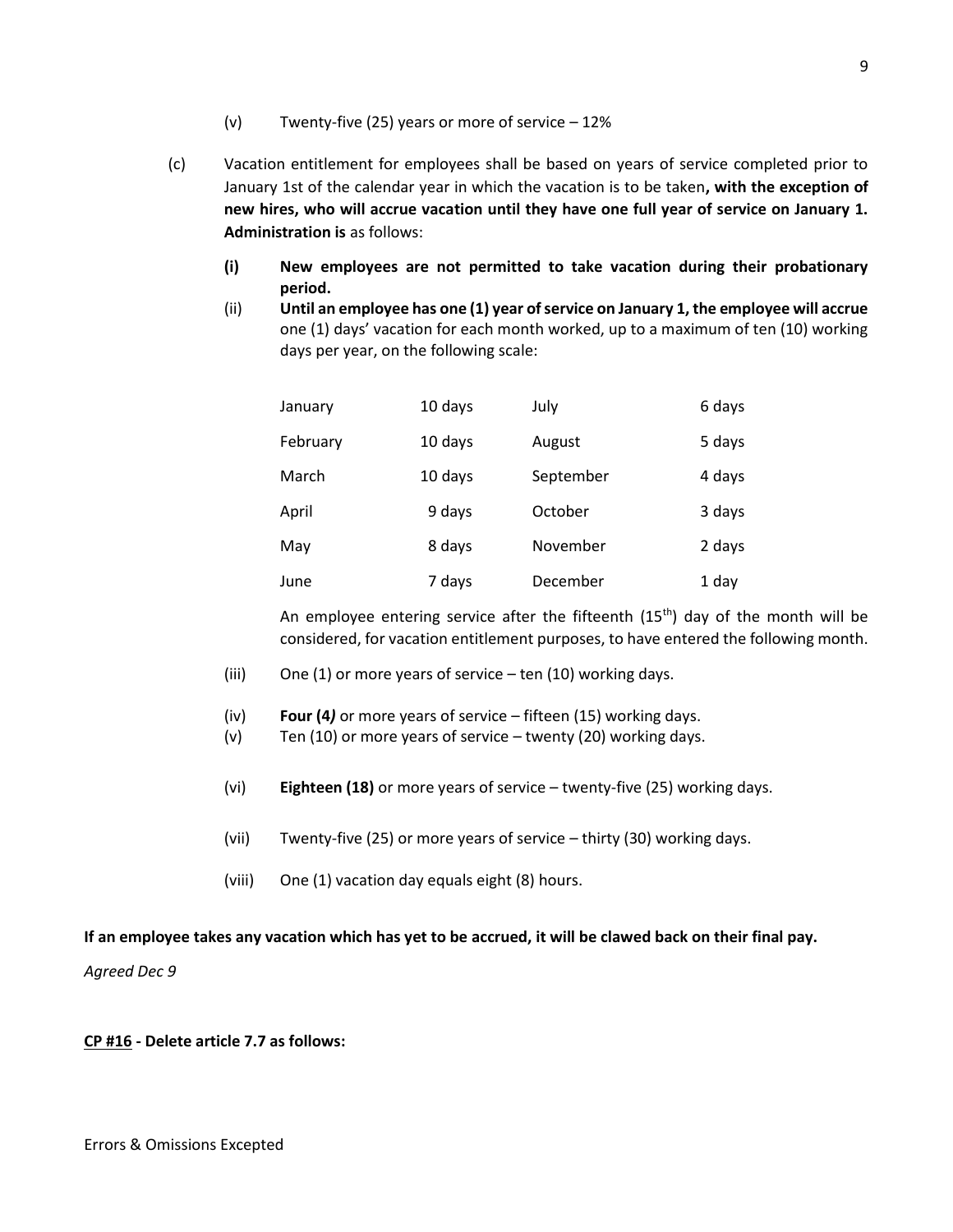(v) Twenty-five (25) years or more of service – 12%

(c) Vacation entitlement for employees shall be based on years of service completed prior to January 1st of the calendar year in which the vacation is to be taken**, with the exception of new hires, who will accrue vacation until they have one full year of service on January 1. Administration is** as follows:

**(i) New employees are not permitted to take vacation during their probationary period.**

(ii) **Until an employee has one (1) year of service on January 1, the employee will accrue** one (1) days' vacation for each month worked, up to a maximum of ten (10) working days per year, on the following scale:

| | | | |
|---|---|---|---|
| January | 10 days | July | 6 days |
| February | 10 days | August | 5 days |
| March | 10 days | September | 4 days |
| April | 9 days | October | 3 days |
| May | 8 days | November | 2 days |
| June | 7 days | December | 1 day |

An employee entering service after the fifteenth (15th) day of the month will be considered, for vacation entitlement purposes, to have entered the following month.

(iii) One (1) or more years of service – ten (10) working days.

(iv) **Four (4*)*** or more years of service – fifteen (15) working days.

(v) Ten (10) or more years of service – twenty (20) working days.

(vi) **Eighteen (18)** or more years of service – twenty-five (25) working days.

(vii) Twenty-five (25) or more years of service – thirty (30) working days.

(viii) One (1) vacation day equals eight (8) hours.

**If an employee takes any vacation which has yet to be accrued, it will be clawed back on their final pay.**

*Agreed Dec 9*

**<u>CP #16</u> - Delete article 7.7 as follows:**

Errors & Omissions Excepted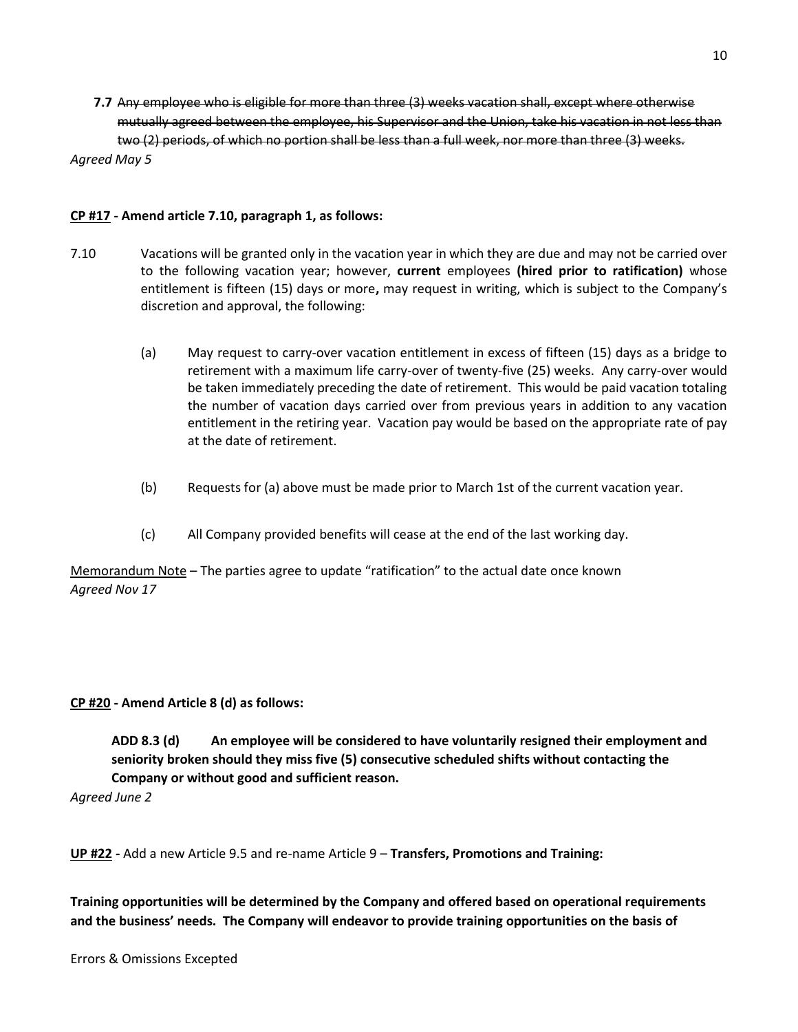**7.7** ~~Any employee who is eligible for more than three (3) weeks vacation shall, except where otherwise mutually agreed between the employee, his Supervisor and the Union, take his vacation in not less than two (2) periods, of which no portion shall be less than a full week, nor more than three (3) weeks.~~

*Agreed May 5*

**<u>CP #17</u> - Amend article 7.10, paragraph 1, as follows:**

7.10 Vacations will be granted only in the vacation year in which they are due and may not be carried over to the following vacation year; however, **current** employees **(hired prior to ratification)** whose entitlement is fifteen (15) days or more**,** may request in writing, which is subject to the Company's discretion and approval, the following:

(a) May request to carry-over vacation entitlement in excess of fifteen (15) days as a bridge to retirement with a maximum life carry-over of twenty-five (25) weeks. Any carry-over would be taken immediately preceding the date of retirement. This would be paid vacation totaling the number of vacation days carried over from previous years in addition to any vacation entitlement in the retiring year. Vacation pay would be based on the appropriate rate of pay at the date of retirement.

(b) Requests for (a) above must be made prior to March 1st of the current vacation year.

(c) All Company provided benefits will cease at the end of the last working day.

<u>Memorandum Note</u> – The parties agree to update "ratification" to the actual date once known

*Agreed Nov 17*

**<u>CP #20</u> - Amend Article 8 (d) as follows:**

**ADD 8.3 (d) An employee will be considered to have voluntarily resigned their employment and seniority broken should they miss five (5) consecutive scheduled shifts without contacting the Company or without good and sufficient reason.**

*Agreed June 2*

**<u>UP #22</u> -** Add a new Article 9.5 and re-name Article 9 – **Transfers, Promotions and Training:**

**Training opportunities will be determined by the Company and offered based on operational requirements and the business' needs. The Company will endeavor to provide training opportunities on the basis of**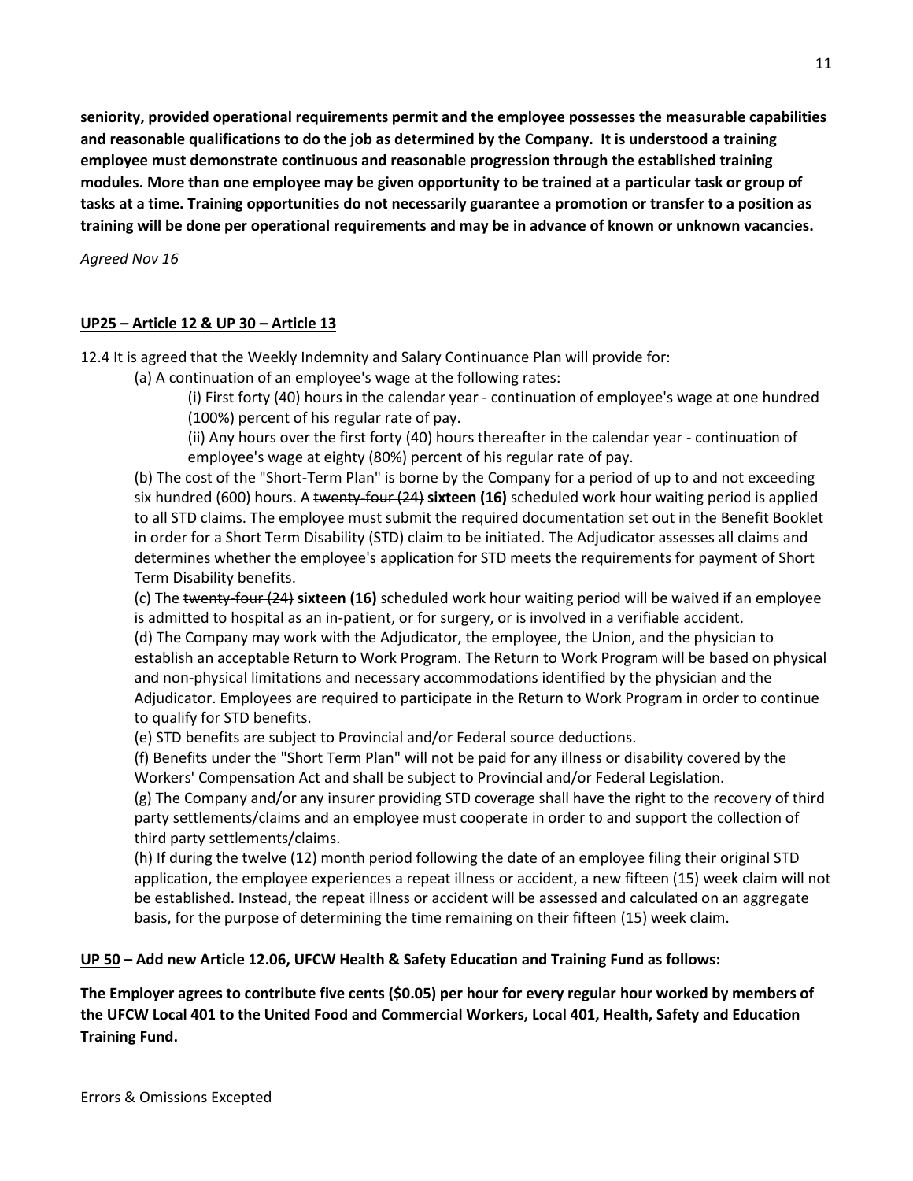**seniority, provided operational requirements permit and the employee possesses the measurable capabilities and reasonable qualifications to do the job as determined by the Company. It is understood a training employee must demonstrate continuous and reasonable progression through the established training modules. More than one employee may be given opportunity to be trained at a particular task or group of tasks at a time. Training opportunities do not necessarily guarantee a promotion or transfer to a position as training will be done per operational requirements and may be in advance of known or unknown vacancies.**

*Agreed Nov 16*

**<u>UP25 – Article 12 & UP 30 – Article 13</u>**

12.4 It is agreed that the Weekly Indemnity and Salary Continuance Plan will provide for:

(a) A continuation of an employee's wage at the following rates:

(i) First forty (40) hours in the calendar year - continuation of employee's wage at one hundred (100%) percent of his regular rate of pay.

(ii) Any hours over the first forty (40) hours thereafter in the calendar year - continuation of employee's wage at eighty (80%) percent of his regular rate of pay.

(b) The cost of the "Short-Term Plan" is borne by the Company for a period of up to and not exceeding six hundred (600) hours. A ~~twenty-four (24)~~ **sixteen (16)** scheduled work hour waiting period is applied to all STD claims. The employee must submit the required documentation set out in the Benefit Booklet in order for a Short Term Disability (STD) claim to be initiated. The Adjudicator assesses all claims and determines whether the employee's application for STD meets the requirements for payment of Short Term Disability benefits.

(c) The ~~twenty-four (24)~~ **sixteen (16)** scheduled work hour waiting period will be waived if an employee is admitted to hospital as an in-patient, or for surgery, or is involved in a verifiable accident.

(d) The Company may work with the Adjudicator, the employee, the Union, and the physician to establish an acceptable Return to Work Program. The Return to Work Program will be based on physical and non-physical limitations and necessary accommodations identified by the physician and the Adjudicator. Employees are required to participate in the Return to Work Program in order to continue to qualify for STD benefits.

(e) STD benefits are subject to Provincial and/or Federal source deductions.

(f) Benefits under the "Short Term Plan" will not be paid for any illness or disability covered by the Workers' Compensation Act and shall be subject to Provincial and/or Federal Legislation.

(g) The Company and/or any insurer providing STD coverage shall have the right to the recovery of third party settlements/claims and an employee must cooperate in order to and support the collection of third party settlements/claims.

(h) If during the twelve (12) month period following the date of an employee filing their original STD application, the employee experiences a repeat illness or accident, a new fifteen (15) week claim will not be established. Instead, the repeat illness or accident will be assessed and calculated on an aggregate basis, for the purpose of determining the time remaining on their fifteen (15) week claim.

**<u>UP 50</u> – Add new Article 12.06, UFCW Health & Safety Education and Training Fund as follows:**

**The Employer agrees to contribute five cents ($0.05) per hour for every regular hour worked by members of the UFCW Local 401 to the United Food and Commercial Workers, Local 401, Health, Safety and Education Training Fund.**

Errors & Omissions Excepted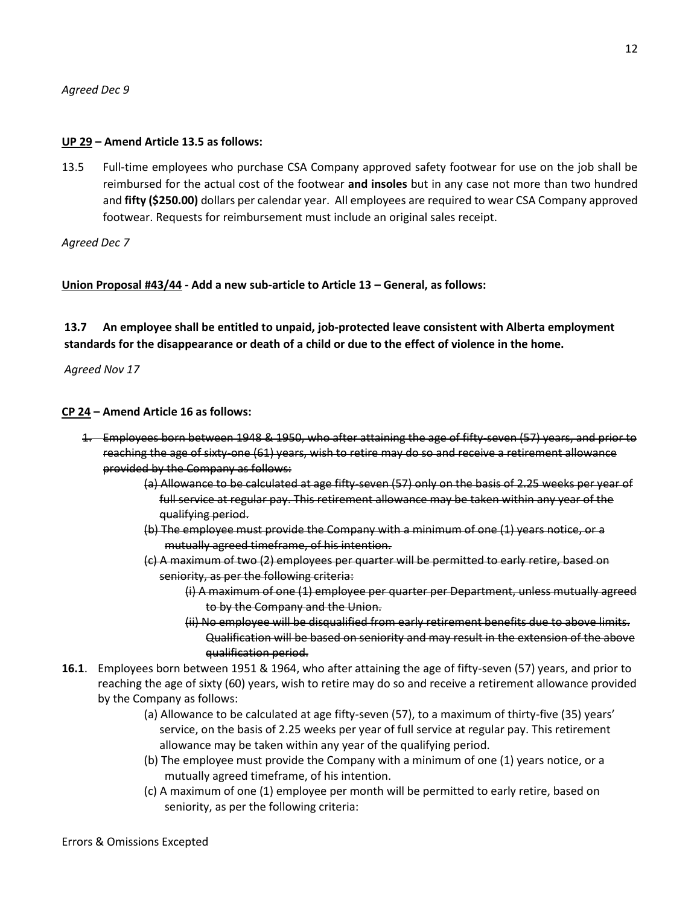*Agreed Dec 9*

**<u>UP 29</u> – Amend Article 13.5 as follows:**

13.5 Full-time employees who purchase CSA Company approved safety footwear for use on the job shall be reimbursed for the actual cost of the footwear **and insoles** but in any case not more than two hundred and **fifty ($250.00)** dollars per calendar year. All employees are required to wear CSA Company approved footwear. Requests for reimbursement must include an original sales receipt.

*Agreed Dec 7*

**<u>Union Proposal #43/44</u> - Add a new sub-article to Article 13 – General, as follows:**

**13.7 An employee shall be entitled to unpaid, job-protected leave consistent with Alberta employment standards for the disappearance or death of a child or due to the effect of violence in the home.**

*Agreed Nov 17*

**<u>CP 24</u> – Amend Article 16 as follows:**

1. ~~Employees born between 1948 & 1950, who after attaining the age of fifty-seven (57) years, and prior to reaching the age of sixty-one (61) years, wish to retire may do so and receive a retirement allowance provided by the Company as follows:~~
   - ~~(a) Allowance to be calculated at age fifty-seven (57) only on the basis of 2.25 weeks per year of full service at regular pay. This retirement allowance may be taken within any year of the qualifying period.~~
   - ~~(b) The employee must provide the Company with a minimum of one (1) years notice, or a mutually agreed timeframe, of his intention.~~
   - ~~(c) A maximum of two (2) employees per quarter will be permitted to early retire, based on seniority, as per the following criteria:~~
     - ~~(i) A maximum of one (1) employee per quarter per Department, unless mutually agreed to by the Company and the Union.~~
     - ~~(ii) No employee will be disqualified from early retirement benefits due to above limits. Qualification will be based on seniority and may result in the extension of the above qualification period.~~

**16.1**. Employees born between 1951 & 1964, who after attaining the age of fifty-seven (57) years, and prior to reaching the age of sixty (60) years, wish to retire may do so and receive a retirement allowance provided by the Company as follows:

- (a) Allowance to be calculated at age fifty-seven (57), to a maximum of thirty-five (35) years' service, on the basis of 2.25 weeks per year of full service at regular pay. This retirement allowance may be taken within any year of the qualifying period.
- (b) The employee must provide the Company with a minimum of one (1) years notice, or a mutually agreed timeframe, of his intention.
- (c) A maximum of one (1) employee per month will be permitted to early retire, based on seniority, as per the following criteria:

Errors & Omissions Excepted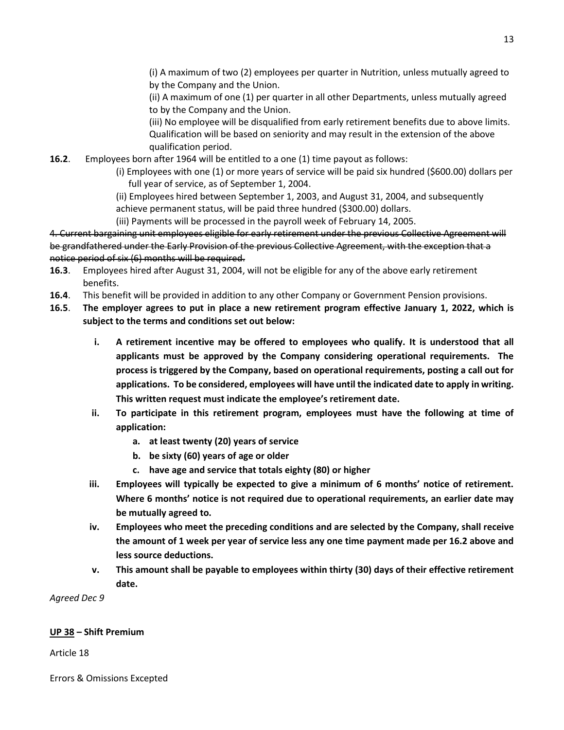(i) A maximum of two (2) employees per quarter in Nutrition, unless mutually agreed to by the Company and the Union.

(ii) A maximum of one (1) per quarter in all other Departments, unless mutually agreed to by the Company and the Union.

(iii) No employee will be disqualified from early retirement benefits due to above limits. Qualification will be based on seniority and may result in the extension of the above qualification period.

**16.2**. Employees born after 1964 will be entitled to a one (1) time payout as follows:

(i) Employees with one (1) or more years of service will be paid six hundred ($600.00) dollars per full year of service, as of September 1, 2004.

(ii) Employees hired between September 1, 2003, and August 31, 2004, and subsequently achieve permanent status, will be paid three hundred ($300.00) dollars.

(iii) Payments will be processed in the payroll week of February 14, 2005.

~~4. Current bargaining unit employees eligible for early retirement under the previous Collective Agreement will be grandfathered under the Early Provision of the previous Collective Agreement, with the exception that a notice period of six (6) months will be required.~~

**16.3**. Employees hired after August 31, 2004, will not be eligible for any of the above early retirement benefits.

**16.4**. This benefit will be provided in addition to any other Company or Government Pension provisions.

**16.5**. **The employer agrees to put in place a new retirement program effective January 1, 2022, which is subject to the terms and conditions set out below:**

- **i. A retirement incentive may be offered to employees who qualify. It is understood that all applicants must be approved by the Company considering operational requirements. The process is triggered by the Company, based on operational requirements, posting a call out for applications. To be considered, employees will have until the indicated date to apply in writing. This written request must indicate the employee's retirement date.**
- **ii. To participate in this retirement program, employees must have the following at time of application:**
  - **a. at least twenty (20) years of service**
  - **b. be sixty (60) years of age or older**
  - **c. have age and service that totals eighty (80) or higher**
- **iii. Employees will typically be expected to give a minimum of 6 months' notice of retirement. Where 6 months' notice is not required due to operational requirements, an earlier date may be mutually agreed to.**
- **iv. Employees who meet the preceding conditions and are selected by the Company, shall receive the amount of 1 week per year of service less any one time payment made per 16.2 above and less source deductions.**
- **v. This amount shall be payable to employees within thirty (30) days of their effective retirement date.**

*Agreed Dec 9*

**<u>UP 38</u> – Shift Premium**

Article 18

Errors & Omissions Excepted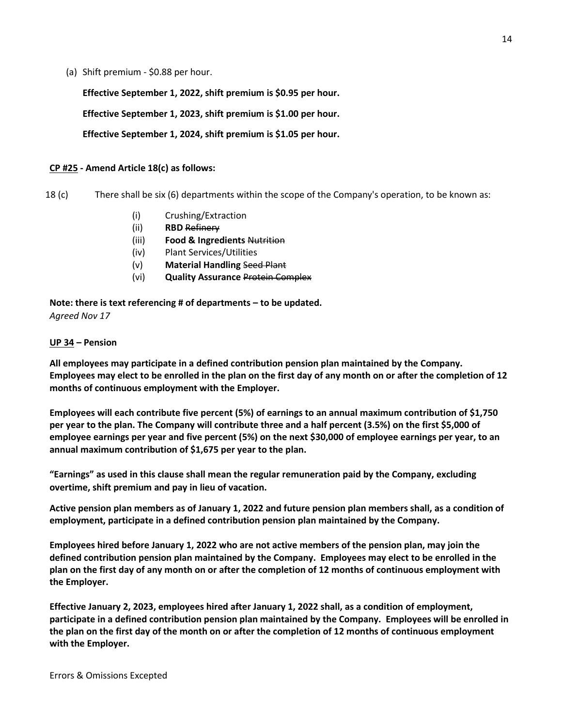(a) Shift premium - $0.88 per hour.

**Effective September 1, 2022, shift premium is $0.95 per hour.**

**Effective September 1, 2023, shift premium is $1.00 per hour.**

**Effective September 1, 2024, shift premium is $1.05 per hour.**

**CP #25 - Amend Article 18(c) as follows:**

18 (c) There shall be six (6) departments within the scope of the Company's operation, to be known as:

- (i) Crushing/Extraction
- (ii) **RBD** ~~Refinery~~
- (iii) **Food & Ingredients** ~~Nutrition~~
- (iv) Plant Services/Utilities
- (v) **Material Handling** ~~Seed Plant~~
- (vi) **Quality Assurance** ~~Protein Complex~~

**Note: there is text referencing # of departments – to be updated.**
*Agreed Nov 17*

**UP 34 – Pension**

**All employees may participate in a defined contribution pension plan maintained by the Company. Employees may elect to be enrolled in the plan on the first day of any month on or after the completion of 12 months of continuous employment with the Employer.**

**Employees will each contribute five percent (5%) of earnings to an annual maximum contribution of $1,750 per year to the plan. The Company will contribute three and a half percent (3.5%) on the first $5,000 of employee earnings per year and five percent (5%) on the next $30,000 of employee earnings per year, to an annual maximum contribution of $1,675 per year to the plan.**

**"Earnings" as used in this clause shall mean the regular remuneration paid by the Company, excluding overtime, shift premium and pay in lieu of vacation.**

**Active pension plan members as of January 1, 2022 and future pension plan members shall, as a condition of employment, participate in a defined contribution pension plan maintained by the Company.**

**Employees hired before January 1, 2022 who are not active members of the pension plan, may join the defined contribution pension plan maintained by the Company. Employees may elect to be enrolled in the plan on the first day of any month on or after the completion of 12 months of continuous employment with the Employer.**

**Effective January 2, 2023, employees hired after January 1, 2022 shall, as a condition of employment, participate in a defined contribution pension plan maintained by the Company. Employees will be enrolled in the plan on the first day of the month on or after the completion of 12 months of continuous employment with the Employer.**

Errors & Omissions Excepted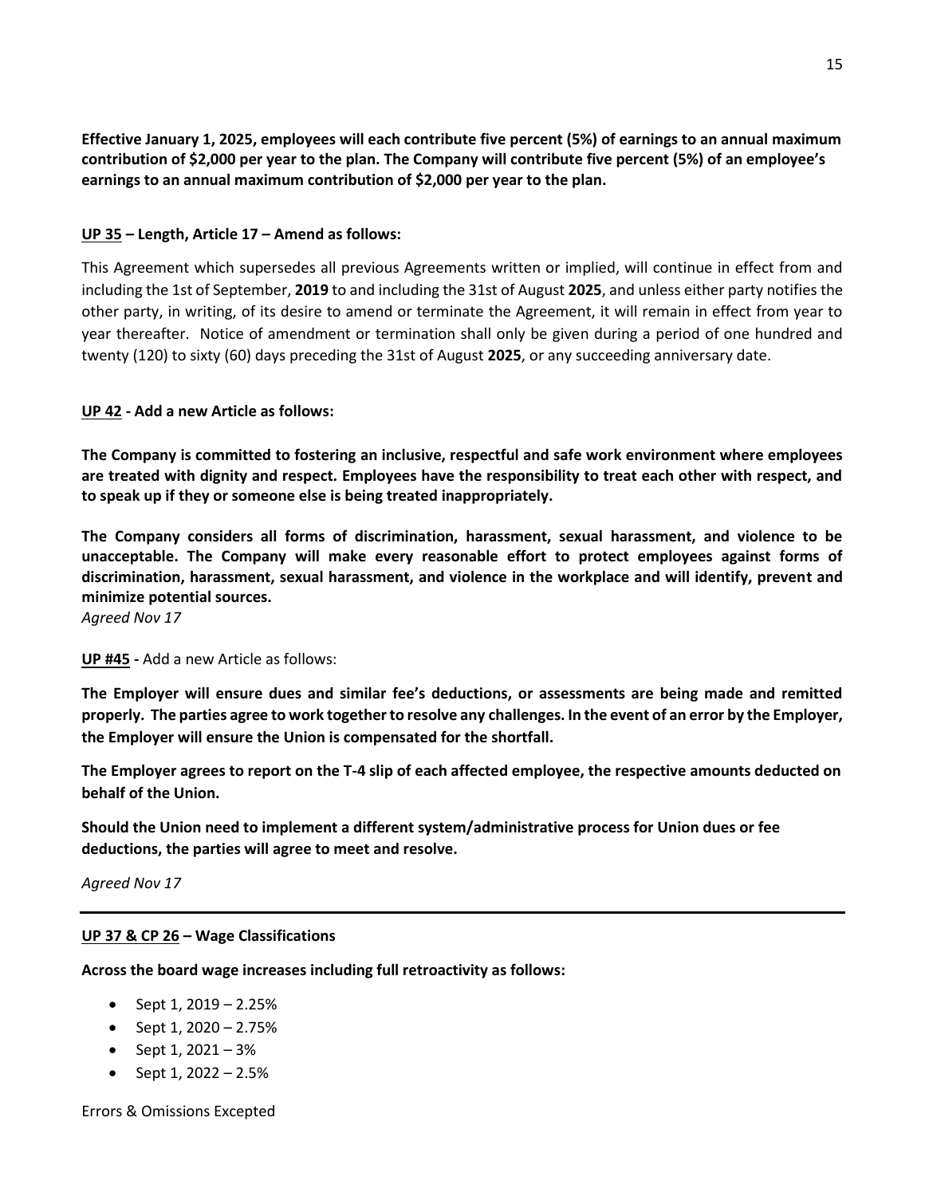**Effective January 1, 2025, employees will each contribute five percent (5%) of earnings to an annual maximum contribution of $2,000 per year to the plan. The Company will contribute five percent (5%) of an employee's earnings to an annual maximum contribution of $2,000 per year to the plan.**

**UP 35 – Length, Article 17 – Amend as follows:**

This Agreement which supersedes all previous Agreements written or implied, will continue in effect from and including the 1st of September, **2019** to and including the 31st of August **2025**, and unless either party notifies the other party, in writing, of its desire to amend or terminate the Agreement, it will remain in effect from year to year thereafter. Notice of amendment or termination shall only be given during a period of one hundred and twenty (120) to sixty (60) days preceding the 31st of August **2025**, or any succeeding anniversary date.

**UP 42 - Add a new Article as follows:**

**The Company is committed to fostering an inclusive, respectful and safe work environment where employees are treated with dignity and respect. Employees have the responsibility to treat each other with respect, and to speak up if they or someone else is being treated inappropriately.**

**The Company considers all forms of discrimination, harassment, sexual harassment, and violence to be unacceptable. The Company will make every reasonable effort to protect employees against forms of discrimination, harassment, sexual harassment, and violence in the workplace and will identify, prevent and minimize potential sources.**

*Agreed Nov 17*

**UP #45 -** Add a new Article as follows:

**The Employer will ensure dues and similar fee's deductions, or assessments are being made and remitted properly. The parties agree to work together to resolve any challenges. In the event of an error by the Employer, the Employer will ensure the Union is compensated for the shortfall.**

**The Employer agrees to report on the T-4 slip of each affected employee, the respective amounts deducted on behalf of the Union.**

**Should the Union need to implement a different system/administrative process for Union dues or fee deductions, the parties will agree to meet and resolve.**

*Agreed Nov 17*

---

**UP 37 & CP 26 – Wage Classifications**

**Across the board wage increases including full retroactivity as follows:**

- Sept 1, 2019 – 2.25%
- Sept 1, 2020 – 2.75%
- Sept 1, 2021 – 3%
- Sept 1, 2022 – 2.5%

Errors & Omissions Excepted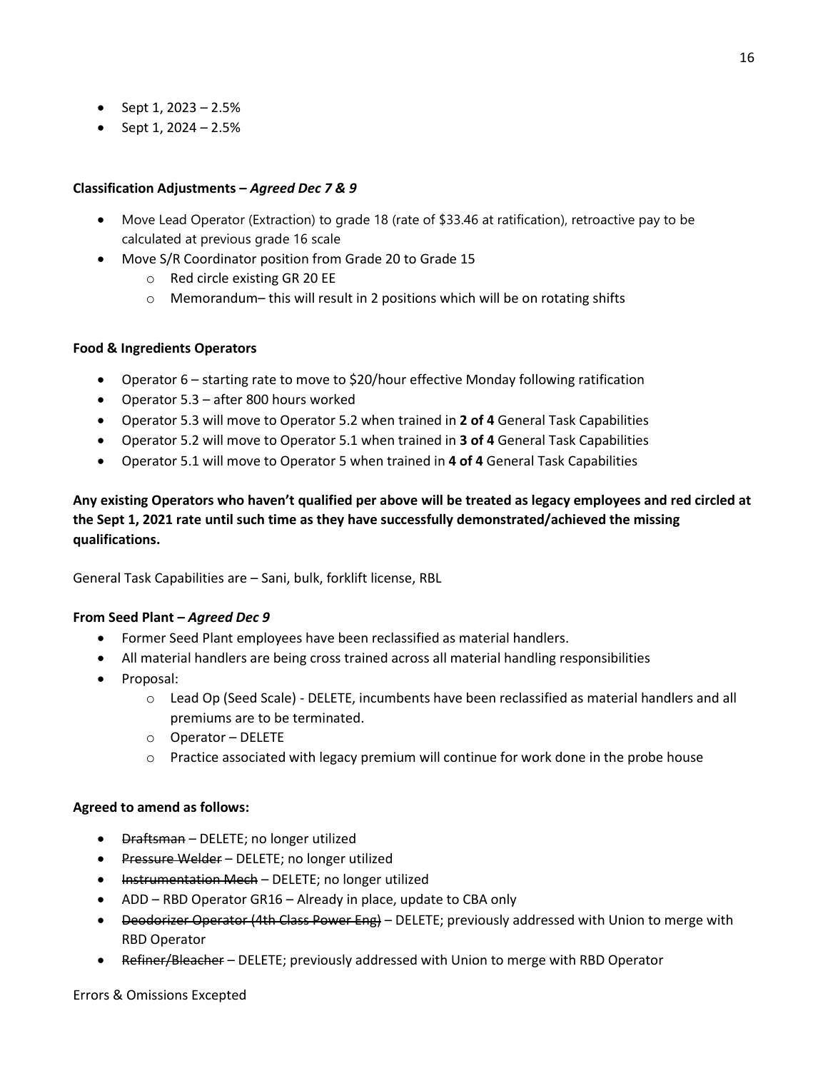- Sept 1, 2023 – 2.5%
- Sept 1, 2024 – 2.5%

**Classification Adjustments –** ***Agreed Dec 7 & 9***

- Move Lead Operator (Extraction) to grade 18 (rate of $33.46 at ratification), retroactive pay to be calculated at previous grade 16 scale
- Move S/R Coordinator position from Grade 20 to Grade 15
  - Red circle existing GR 20 EE
  - Memorandum– this will result in 2 positions which will be on rotating shifts

**Food & Ingredients Operators**

- Operator 6 – starting rate to move to $20/hour effective Monday following ratification
- Operator 5.3 – after 800 hours worked
- Operator 5.3 will move to Operator 5.2 when trained in **2 of 4** General Task Capabilities
- Operator 5.2 will move to Operator 5.1 when trained in **3 of 4** General Task Capabilities
- Operator 5.1 will move to Operator 5 when trained in **4 of 4** General Task Capabilities

**Any existing Operators who haven't qualified per above will be treated as legacy employees and red circled at the Sept 1, 2021 rate until such time as they have successfully demonstrated/achieved the missing qualifications.**

General Task Capabilities are – Sani, bulk, forklift license, RBL

**From Seed Plant –** ***Agreed Dec 9***

- Former Seed Plant employees have been reclassified as material handlers.
- All material handlers are being cross trained across all material handling responsibilities
- Proposal:
  - Lead Op (Seed Scale) - DELETE, incumbents have been reclassified as material handlers and all premiums are to be terminated.
  - Operator – DELETE
  - Practice associated with legacy premium will continue for work done in the probe house

**Agreed to amend as follows:**

- ~~Draftsman~~ – DELETE; no longer utilized
- ~~Pressure Welder~~ – DELETE; no longer utilized
- ~~Instrumentation Mech~~ – DELETE; no longer utilized
- ADD – RBD Operator GR16 – Already in place, update to CBA only
- ~~Deodorizer Operator (4th Class Power Eng)~~ – DELETE; previously addressed with Union to merge with RBD Operator
- ~~Refiner/Bleacher~~ – DELETE; previously addressed with Union to merge with RBD Operator

Errors & Omissions Excepted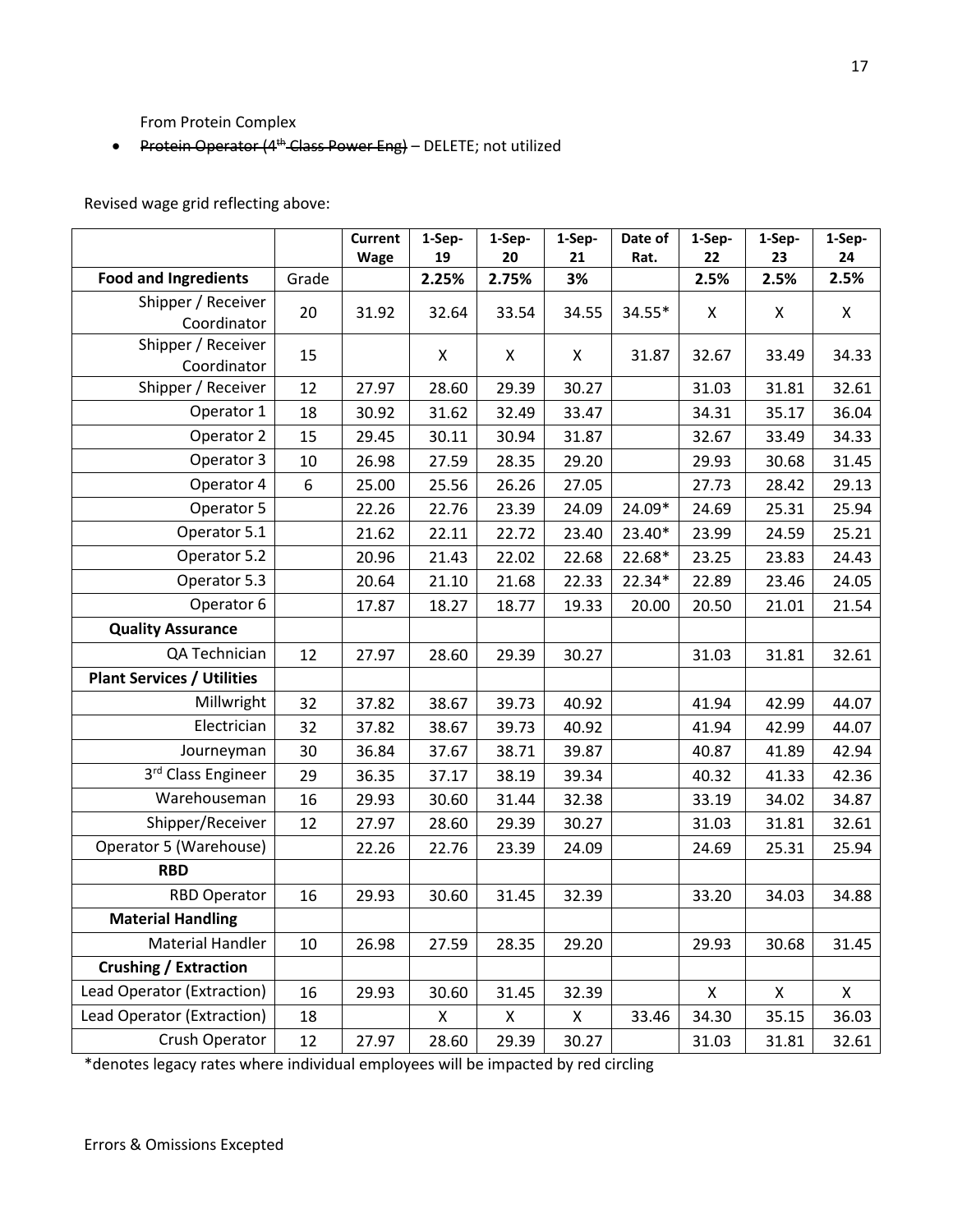From Protein Complex

- ~~Protein Operator (4th Class Power Eng)~~ – DELETE; not utilized

Revised wage grid reflecting above:

| | | Current Wage | 1-Sep-19 | 1-Sep-20 | 1-Sep-21 | Date of Rat. | 1-Sep-22 | 1-Sep-23 | 1-Sep-24 |
|---|---|---|---|---|---|---|---|---|---|
| **Food and Ingredients** | Grade | | **2.25%** | **2.75%** | **3%** | | **2.5%** | **2.5%** | **2.5%** |
| Shipper / Receiver Coordinator | 20 | 31.92 | 32.64 | 33.54 | 34.55 | 34.55* | X | X | X |
| Shipper / Receiver Coordinator | 15 | | X | X | X | 31.87 | 32.67 | 33.49 | 34.33 |
| Shipper / Receiver | 12 | 27.97 | 28.60 | 29.39 | 30.27 | | 31.03 | 31.81 | 32.61 |
| Operator 1 | 18 | 30.92 | 31.62 | 32.49 | 33.47 | | 34.31 | 35.17 | 36.04 |
| Operator 2 | 15 | 29.45 | 30.11 | 30.94 | 31.87 | | 32.67 | 33.49 | 34.33 |
| Operator 3 | 10 | 26.98 | 27.59 | 28.35 | 29.20 | | 29.93 | 30.68 | 31.45 |
| Operator 4 | 6 | 25.00 | 25.56 | 26.26 | 27.05 | | 27.73 | 28.42 | 29.13 |
| Operator 5 | | 22.26 | 22.76 | 23.39 | 24.09 | 24.09* | 24.69 | 25.31 | 25.94 |
| Operator 5.1 | | 21.62 | 22.11 | 22.72 | 23.40 | 23.40* | 23.99 | 24.59 | 25.21 |
| Operator 5.2 | | 20.96 | 21.43 | 22.02 | 22.68 | 22.68* | 23.25 | 23.83 | 24.43 |
| Operator 5.3 | | 20.64 | 21.10 | 21.68 | 22.33 | 22.34* | 22.89 | 23.46 | 24.05 |
| Operator 6 | | 17.87 | 18.27 | 18.77 | 19.33 | 20.00 | 20.50 | 21.01 | 21.54 |
| **Quality Assurance** | | | | | | | | | |
| QA Technician | 12 | 27.97 | 28.60 | 29.39 | 30.27 | | 31.03 | 31.81 | 32.61 |
| **Plant Services / Utilities** | | | | | | | | | |
| Millwright | 32 | 37.82 | 38.67 | 39.73 | 40.92 | | 41.94 | 42.99 | 44.07 |
| Electrician | 32 | 37.82 | 38.67 | 39.73 | 40.92 | | 41.94 | 42.99 | 44.07 |
| Journeyman | 30 | 36.84 | 37.67 | 38.71 | 39.87 | | 40.87 | 41.89 | 42.94 |
| 3rd Class Engineer | 29 | 36.35 | 37.17 | 38.19 | 39.34 | | 40.32 | 41.33 | 42.36 |
| Warehouseman | 16 | 29.93 | 30.60 | 31.44 | 32.38 | | 33.19 | 34.02 | 34.87 |
| Shipper/Receiver | 12 | 27.97 | 28.60 | 29.39 | 30.27 | | 31.03 | 31.81 | 32.61 |
| Operator 5 (Warehouse) | | 22.26 | 22.76 | 23.39 | 24.09 | | 24.69 | 25.31 | 25.94 |
| **RBD** | | | | | | | | | |
| RBD Operator | 16 | 29.93 | 30.60 | 31.45 | 32.39 | | 33.20 | 34.03 | 34.88 |
| **Material Handling** | | | | | | | | | |
| Material Handler | 10 | 26.98 | 27.59 | 28.35 | 29.20 | | 29.93 | 30.68 | 31.45 |
| **Crushing / Extraction** | | | | | | | | | |
| Lead Operator (Extraction) | 16 | 29.93 | 30.60 | 31.45 | 32.39 | | X | X | X |
| Lead Operator (Extraction) | 18 | | X | X | X | 33.46 | 34.30 | 35.15 | 36.03 |
| Crush Operator | 12 | 27.97 | 28.60 | 29.39 | 30.27 | | 31.03 | 31.81 | 32.61 |

*denotes legacy rates where individual employees will be impacted by red circling

Errors & Omissions Excepted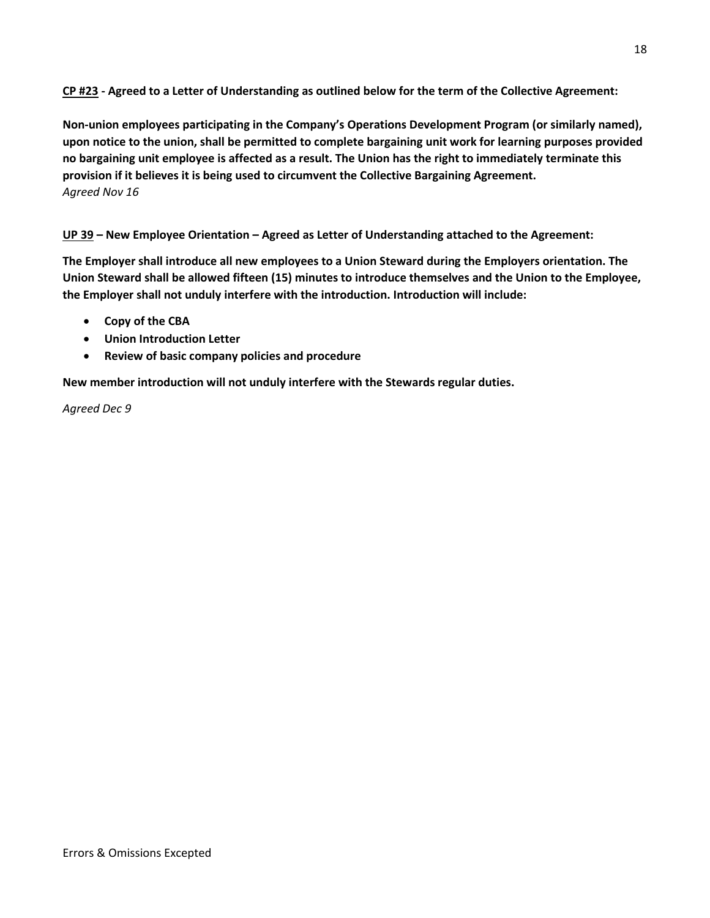**CP #23 - Agreed to a Letter of Understanding as outlined below for the term of the Collective Agreement:**

**Non-union employees participating in the Company's Operations Development Program (or similarly named), upon notice to the union, shall be permitted to complete bargaining unit work for learning purposes provided no bargaining unit employee is affected as a result. The Union has the right to immediately terminate this provision if it believes it is being used to circumvent the Collective Bargaining Agreement.**

*Agreed Nov 16*

**UP 39 – New Employee Orientation – Agreed as Letter of Understanding attached to the Agreement:**

**The Employer shall introduce all new employees to a Union Steward during the Employers orientation. The Union Steward shall be allowed fifteen (15) minutes to introduce themselves and the Union to the Employee, the Employer shall not unduly interfere with the introduction. Introduction will include:**

- **Copy of the CBA**
- **Union Introduction Letter**
- **Review of basic company policies and procedure**

**New member introduction will not unduly interfere with the Stewards regular duties.**

*Agreed Dec 9*

Errors & Omissions Excepted